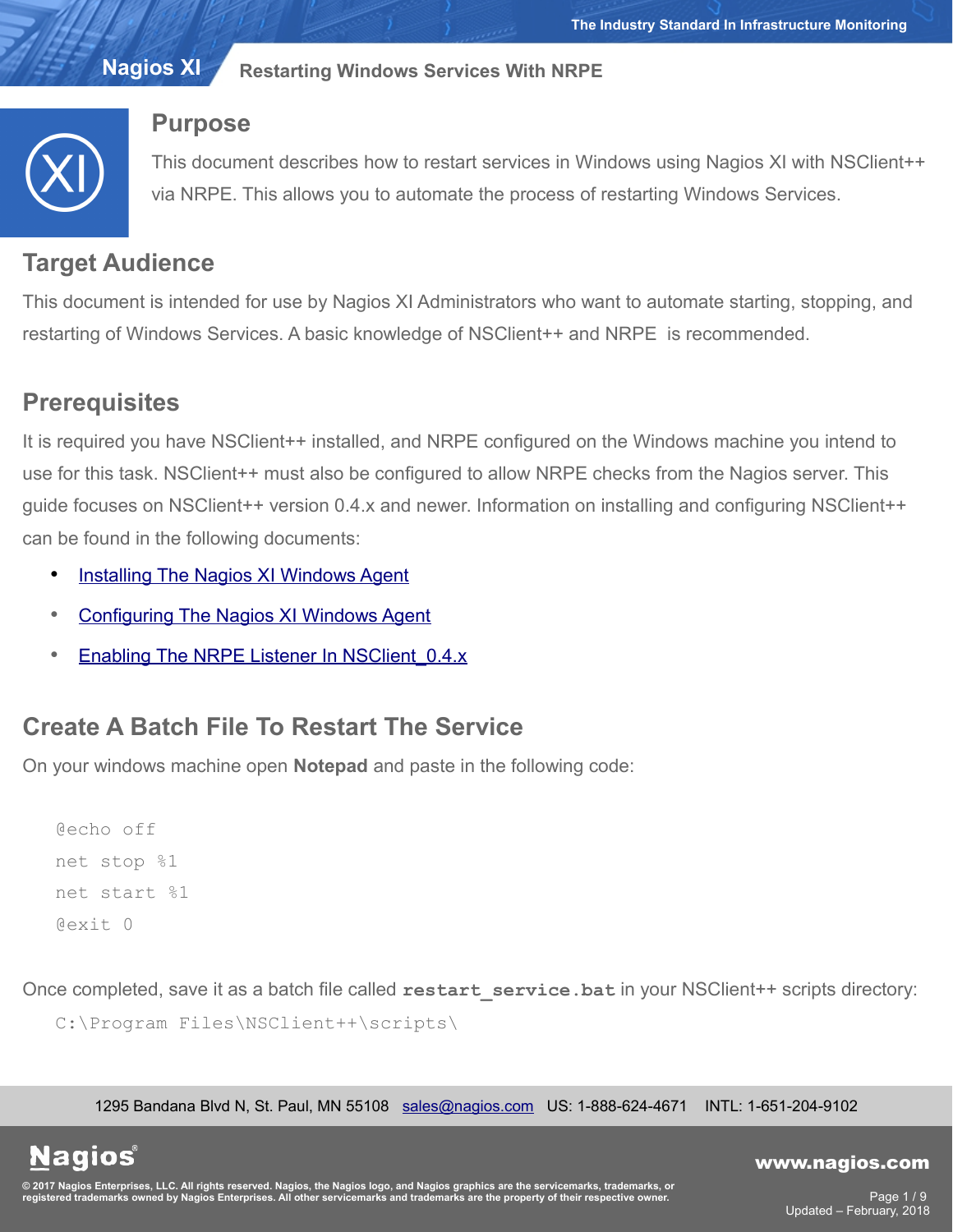# Restarting Windows Services With NRPE

## Purpose

This document describes how to restart services in Windows using Nagios XI with NSClient++ via NRPE. This allows you to automate the process of restarting Windows Services.

## Target Audience

This document is intended for use by Nagios XI Administrators who want to automate starting, stopping, and restarting of Windows Services. A basic knowledge of NSClient++ and NRPE is recommended.

## Prerequisites

It is required you have NSClient++ installed, and NRPE configured on the Windows machine you intend to use for this task. NSClient++ must also be configured to allow NRPE checks from the Nagios server. This guide focuses on NSClient++ version 0.4.x and newer. Information on installing and configuring NSClient++ can be found in the following documents:

- Installing The Nagios XI Windows Agent
- Configuring The Nagios XI Windows Agent
- Enabling The NRPE Listener In NSClient_0.4.x

## Create A Batch File To Restart The Service

On your windows machine open **Notepad** and paste in the following code:

```
@echo off
net stop %1
net start %1
@exit 0
```

Once completed, save it as a batch file called **`restart_service.bat`** in your NSClient++ scripts directory:

```
C:\Program Files\NSClient++\scripts\
```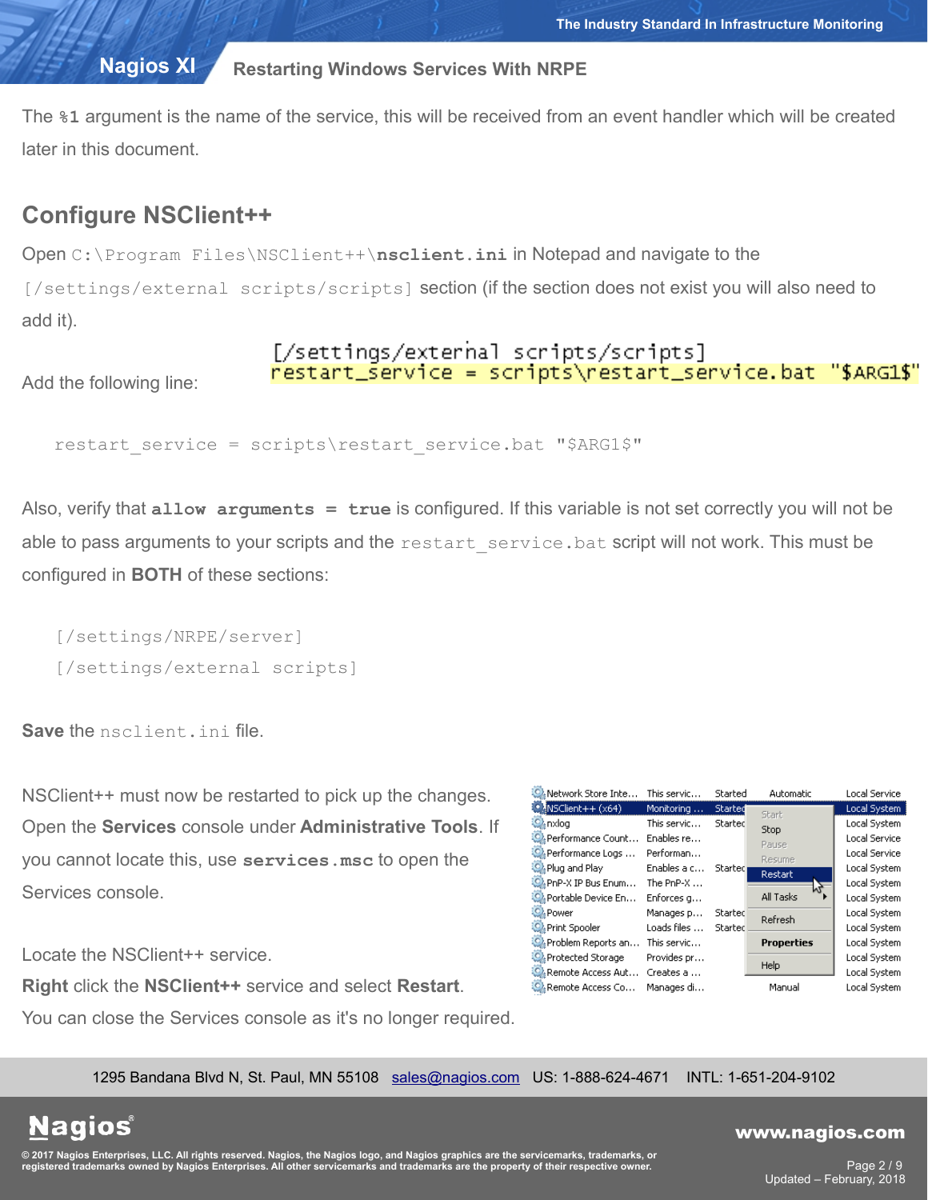The **%1** argument is the name of the service, this will be received from an event handler which will be created later in this document.

## Configure NSClient++

Open C:\Program Files\NSClient++\**nsclient.ini** in Notepad and navigate to the [/settings/external scripts/scripts] section (if the section does not exist you will also need to add it).

Add the following line:

```
[/settings/external scripts/scripts]
restart_service = scripts\restart_service.bat "$ARG1$"
```

```
restart_service = scripts\restart_service.bat "$ARG1$"
```

Also, verify that **allow arguments = true** is configured. If this variable is not set correctly you will not be able to pass arguments to your scripts and the restart_service.bat script will not work. This must be configured in **BOTH** of these sections:

```
[/settings/NRPE/server]
[/settings/external scripts]
```

**Save** the nsclient.ini file.

NSClient++ must now be restarted to pick up the changes. Open the **Services** console under **Administrative Tools**. If you cannot locate this, use **services.msc** to open the Services console.

Locate the NSClient++ service.
**Right** click the **NSClient++** service and select **Restart**.
You can close the Services console as it's no longer required.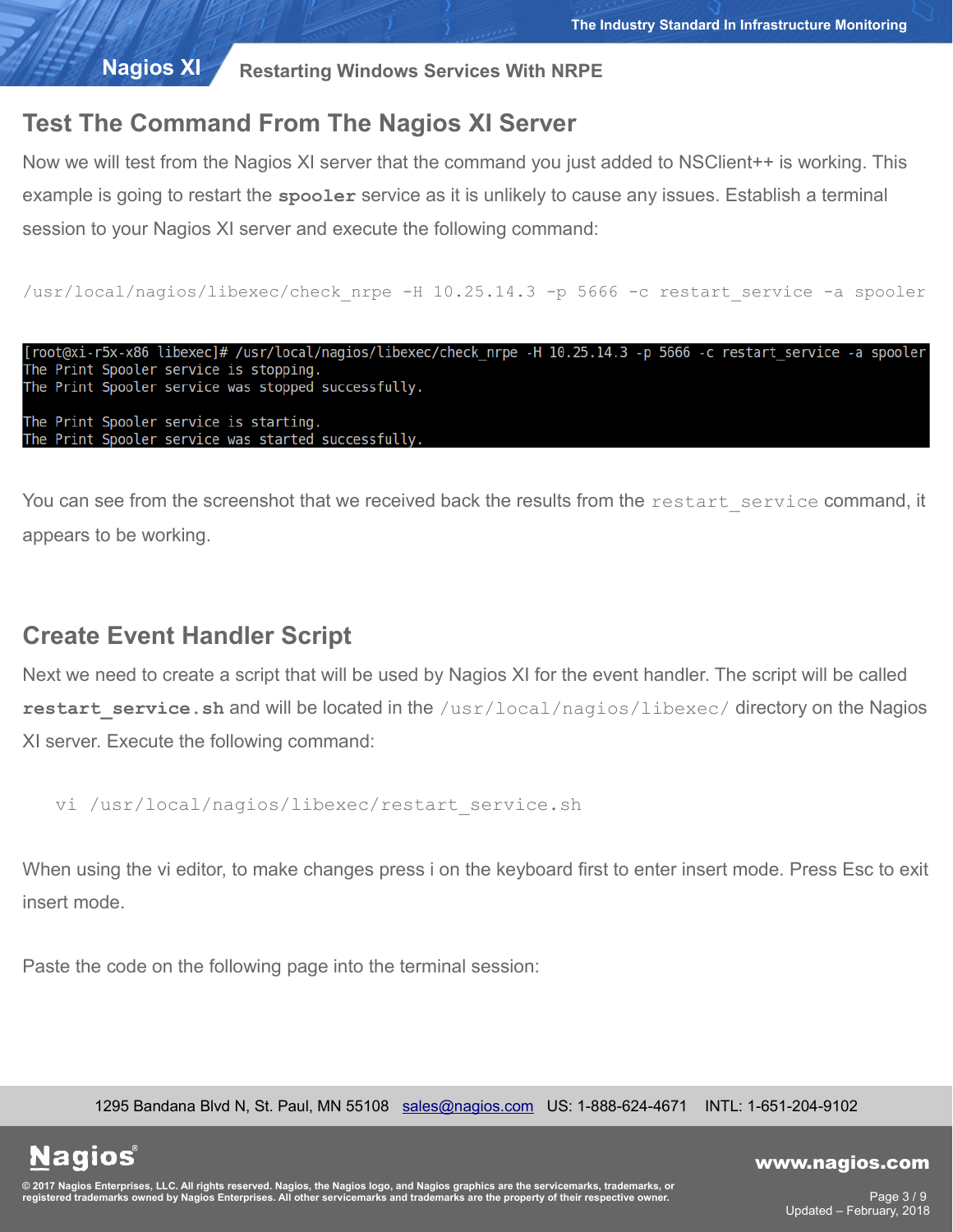## Test The Command From The Nagios XI Server

Now we will test from the Nagios XI server that the command you just added to NSClient++ is working. This example is going to restart the **spooler** service as it is unlikely to cause any issues. Establish a terminal session to your Nagios XI server and execute the following command:

```
/usr/local/nagios/libexec/check_nrpe -H 10.25.14.3 -p 5666 -c restart_service -a spooler
```

```
[root@xi-r5x-x86 libexec]# /usr/local/nagios/libexec/check_nrpe -H 10.25.14.3 -p 5666 -c restart_service -a spooler
The Print Spooler service is stopping.
The Print Spooler service was stopped successfully.

The Print Spooler service is starting.
The Print Spooler service was started successfully.
```

You can see from the screenshot that we received back the results from the `restart_service` command, it appears to be working.

## Create Event Handler Script

Next we need to create a script that will be used by Nagios XI for the event handler. The script will be called **restart_service.sh** and will be located in the `/usr/local/nagios/libexec/` directory on the Nagios XI server. Execute the following command:

```
vi /usr/local/nagios/libexec/restart_service.sh
```

When using the vi editor, to make changes press i on the keyboard first to enter insert mode. Press Esc to exit insert mode.

Paste the code on the following page into the terminal session: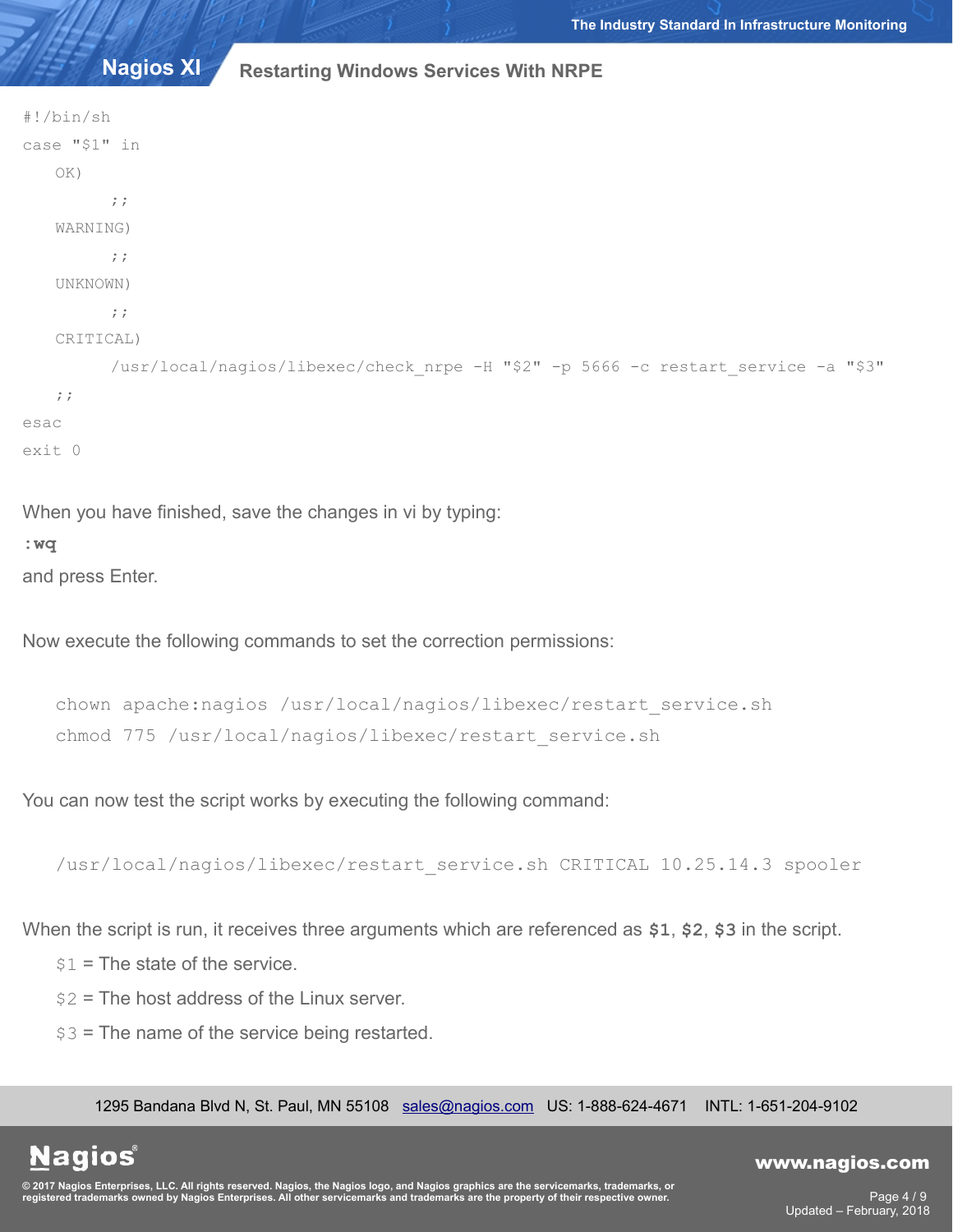```
#!/bin/sh
case "$1" in
   OK)
        ;;
   WARNING)
        ;;
   UNKNOWN)
        ;;
   CRITICAL)
        /usr/local/nagios/libexec/check_nrpe -H "$2" -p 5666 -c restart_service -a "$3"
   ;;
esac
exit 0
```

When you have finished, save the changes in vi by typing:

**:wq**

and press Enter.

Now execute the following commands to set the correction permissions:

```
chown apache:nagios /usr/local/nagios/libexec/restart_service.sh
chmod 775 /usr/local/nagios/libexec/restart_service.sh
```

You can now test the script works by executing the following command:

```
/usr/local/nagios/libexec/restart_service.sh CRITICAL 10.25.14.3 spooler
```

When the script is run, it receives three arguments which are referenced as **$1**, **$2**, **$3** in the script.

- $1 = The state of the service.
- $2 = The host address of the Linux server.
- $3 = The name of the service being restarted.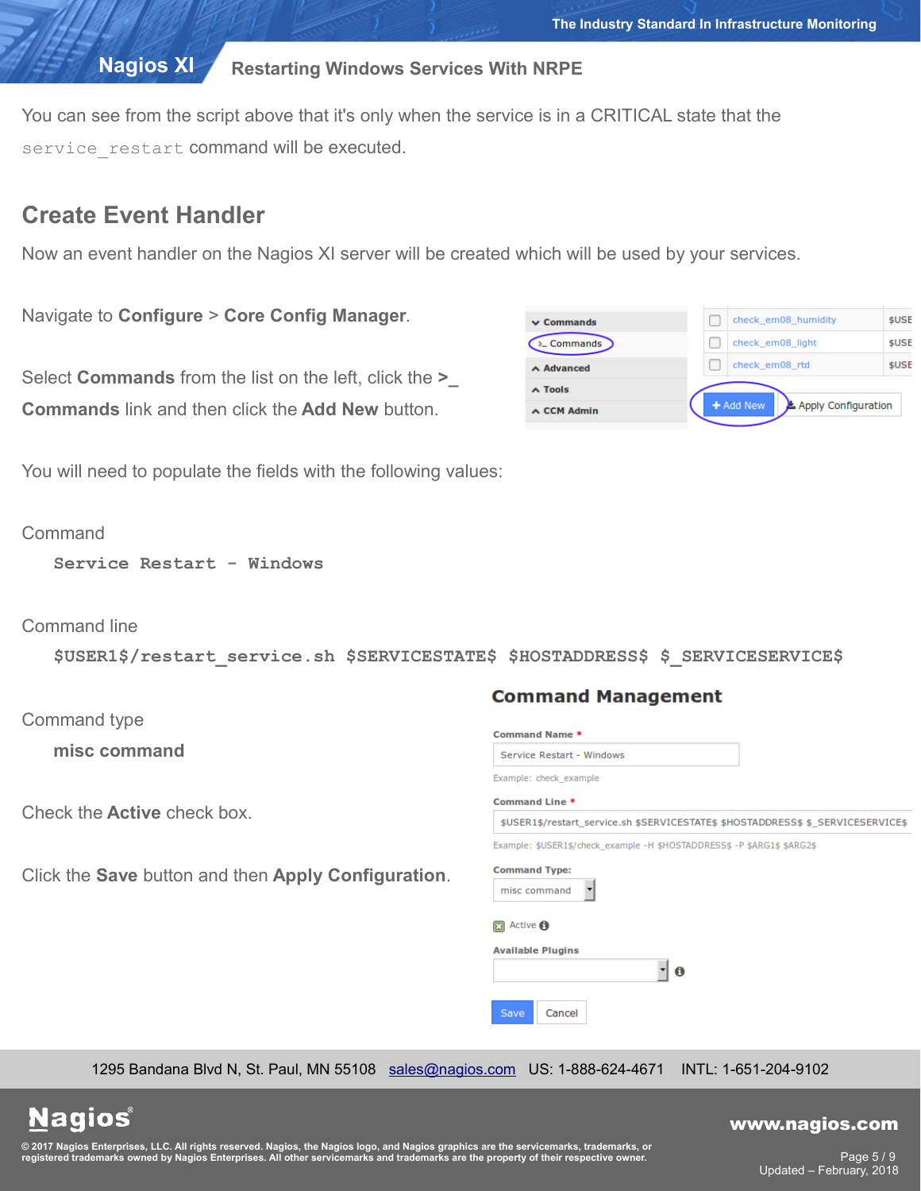You can see from the script above that it's only when the service is in a CRITICAL state that the `service_restart` command will be executed.

## Create Event Handler

Now an event handler on the Nagios XI server will be created which will be used by your services.

Navigate to **Configure** > **Core Config Manager**.

Select **Commands** from the list on the left, click the **>_ Commands** link and then click the **Add New** button.

You will need to populate the fields with the following values:

Command

```
Service Restart - Windows
```

Command line

```
$USER1$/restart_service.sh $SERVICESTATE$ $HOSTADDRESS$ $_SERVICESERVICE$
```

Command type

**misc command**

Check the **Active** check box.

Click the **Save** button and then **Apply Configuration**.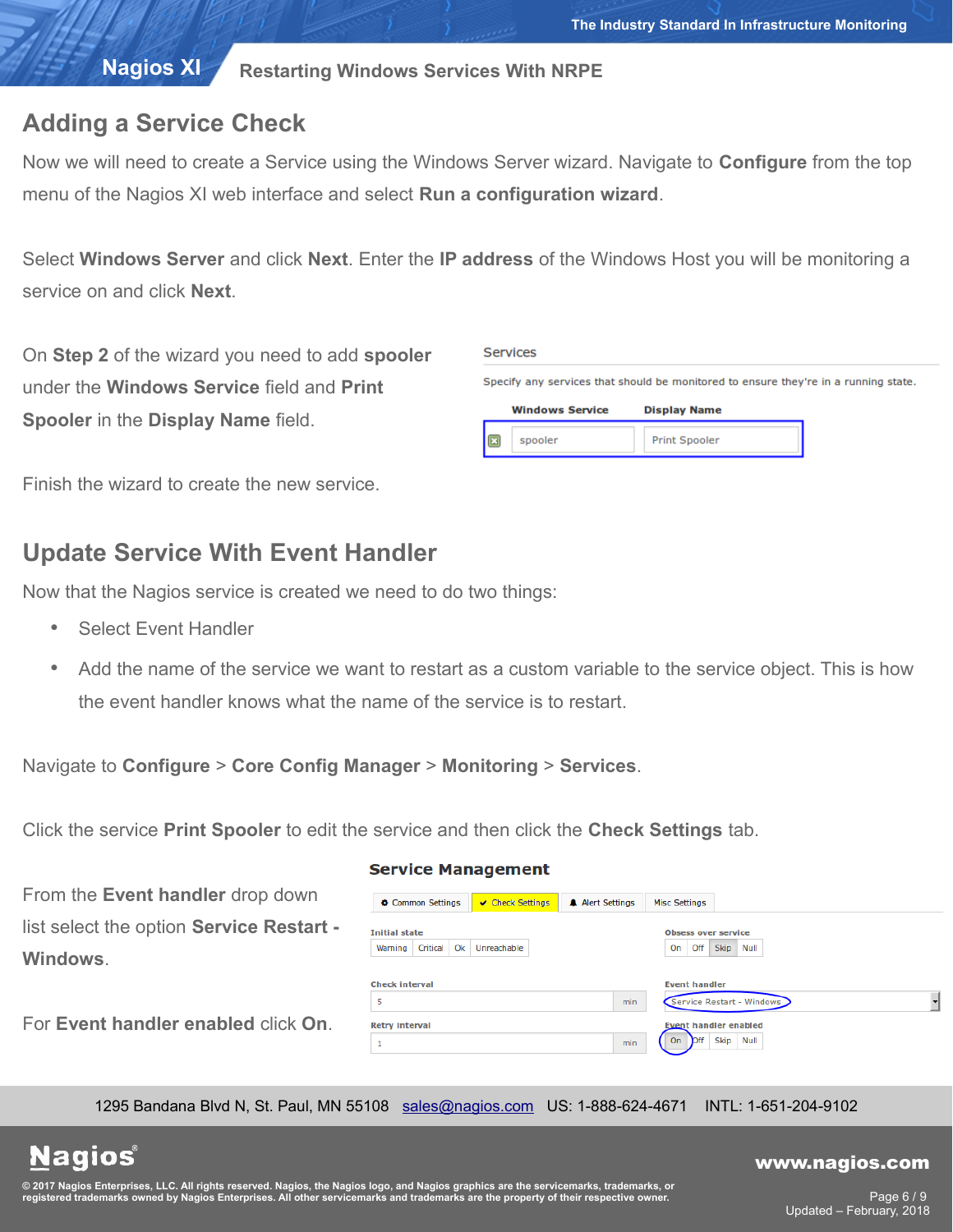## Adding a Service Check

Now we will need to create a Service using the Windows Server wizard. Navigate to **Configure** from the top menu of the Nagios XI web interface and select **Run a configuration wizard**.

Select **Windows Server** and click **Next**. Enter the **IP address** of the Windows Host you will be monitoring a service on and click **Next**.

On **Step 2** of the wizard you need to add **spooler** under the **Windows Service** field and **Print Spooler** in the **Display Name** field.

Finish the wizard to create the new service.

## Update Service With Event Handler

Now that the Nagios service is created we need to do two things:

- Select Event Handler
- Add the name of the service we want to restart as a custom variable to the service object. This is how the event handler knows what the name of the service is to restart.

Navigate to **Configure** > **Core Config Manager** > **Monitoring** > **Services**.

Click the service **Print Spooler** to edit the service and then click the **Check Settings** tab.

From the **Event handler** drop down list select the option **Service Restart - Windows**.

For **Event handler enabled** click **On**.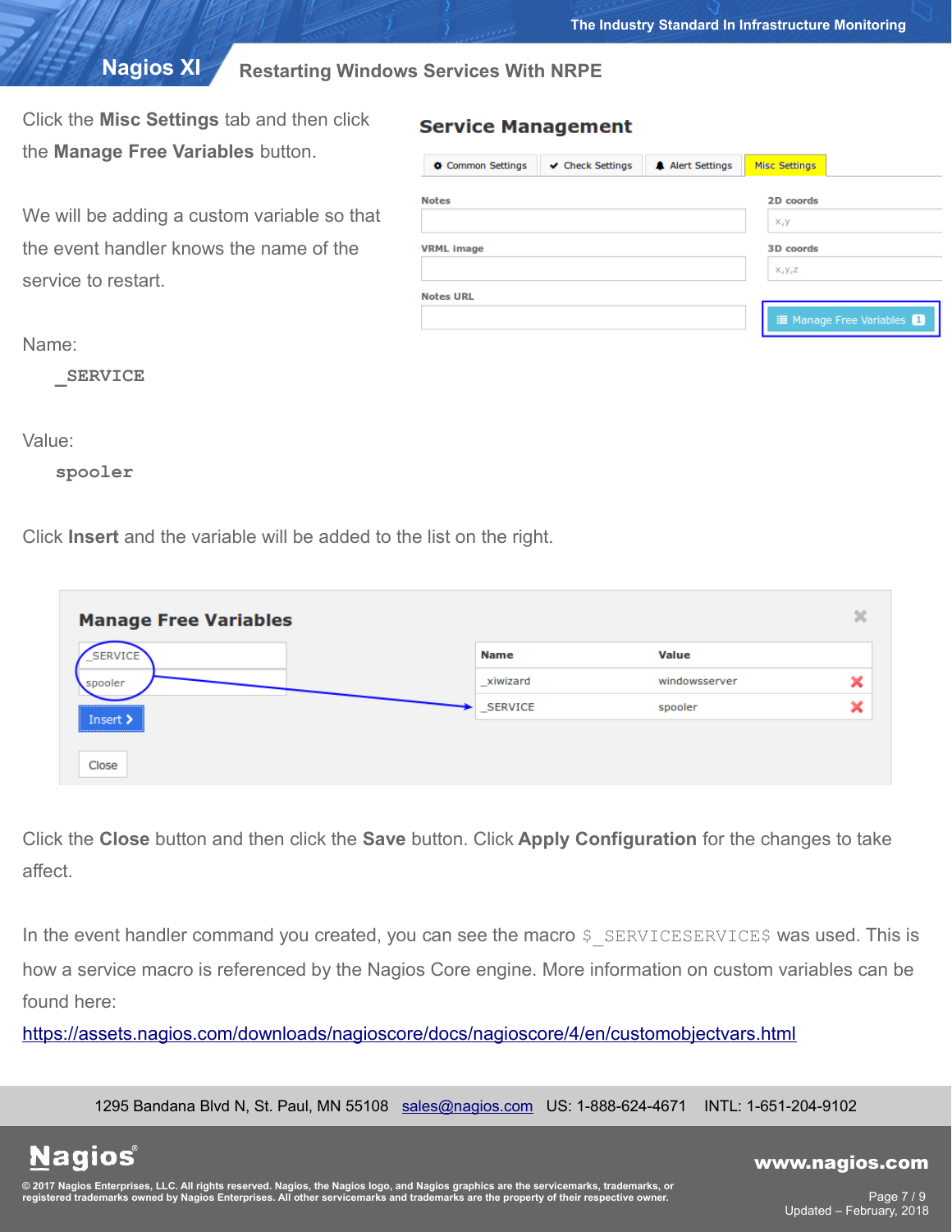Click the **Misc Settings** tab and then click the **Manage Free Variables** button.

We will be adding a custom variable so that the event handler knows the name of the service to restart.

Name:

```
_SERVICE
```

Value:

```
spooler
```

Click **Insert** and the variable will be added to the list on the right.

Click the **Close** button and then click the **Save** button. Click **Apply Configuration** for the changes to take affect.

In the event handler command you created, you can see the macro `$_SERVICESERVICE$` was used. This is how a service macro is referenced by the Nagios Core engine. More information on custom variables can be found here:

https://assets.nagios.com/downloads/nagioscore/docs/nagioscore/4/en/customobjectvars.html

1295 Bandana Blvd N, St. Paul, MN 55108 sales@nagios.com US: 1-888-624-4671 INTL: 1-651-204-9102

© 2017 Nagios Enterprises, LLC. All rights reserved. Nagios, the Nagios logo, and Nagios graphics are the servicemarks, trademarks, or registered trademarks owned by Nagios Enterprises. All other servicemarks and trademarks are the property of their respective owner.

www.nagios.com

Updated – February, 2018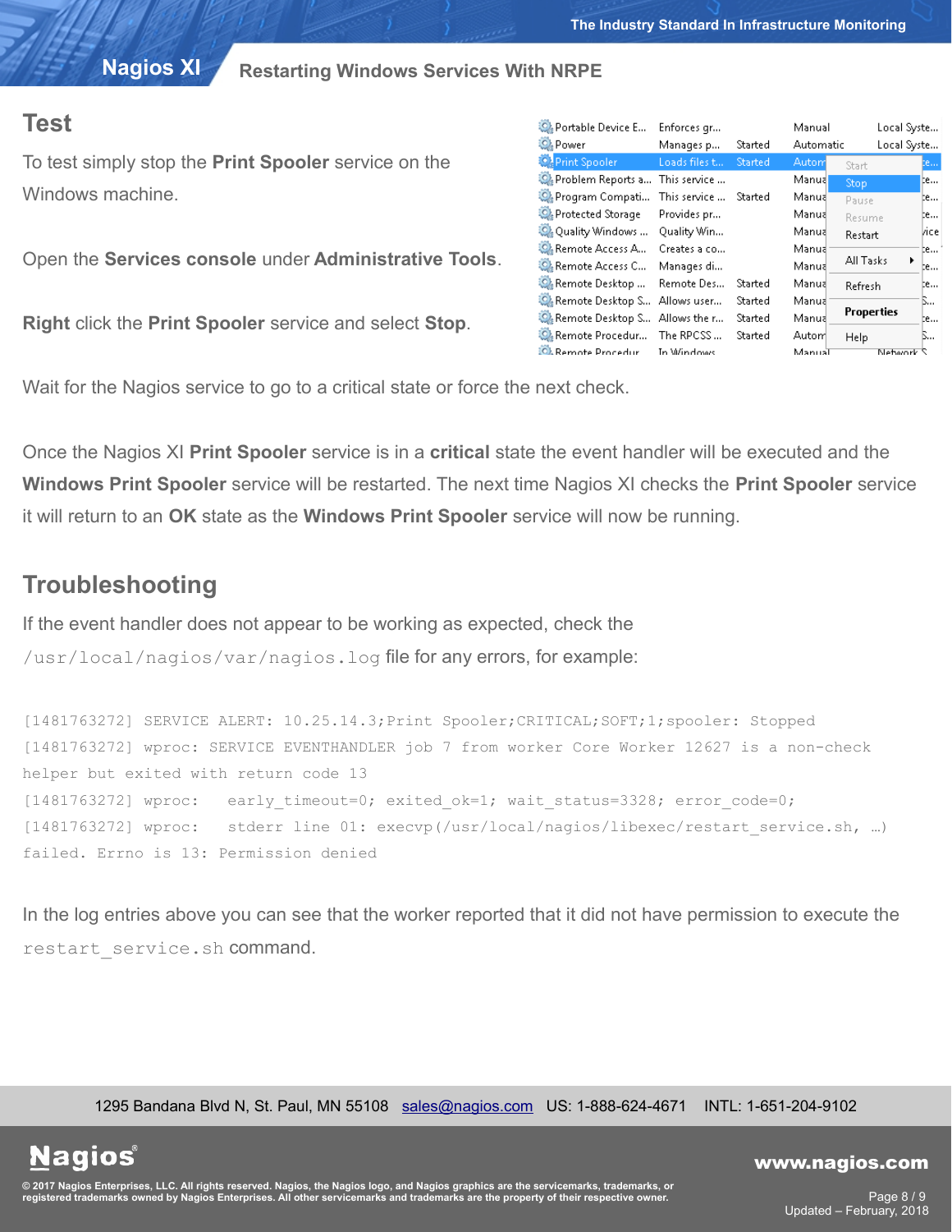## Test

To test simply stop the **Print Spooler** service on the Windows machine.

Open the **Services console** under **Administrative Tools**.

**Right** click the **Print Spooler** service and select **Stop**.

Wait for the Nagios service to go to a critical state or force the next check.

Once the Nagios XI **Print Spooler** service is in a **critical** state the event handler will be executed and the **Windows Print Spooler** service will be restarted. The next time Nagios XI checks the **Print Spooler** service it will return to an **OK** state as the **Windows Print Spooler** service will now be running.

## Troubleshooting

If the event handler does not appear to be working as expected, check the `/usr/local/nagios/var/nagios.log` file for any errors, for example:

```
[1481763272] SERVICE ALERT: 10.25.14.3;Print Spooler;CRITICAL;SOFT;1;spooler: Stopped
[1481763272] wproc: SERVICE EVENTHANDLER job 7 from worker Core Worker 12627 is a non-check
helper but exited with return code 13
[1481763272] wproc:   early_timeout=0; exited_ok=1; wait_status=3328; error_code=0;
[1481763272] wproc:   stderr line 01: execvp(/usr/local/nagios/libexec/restart_service.sh, …)
failed. Errno is 13: Permission denied
```

In the log entries above you can see that the worker reported that it did not have permission to execute the `restart_service.sh` command.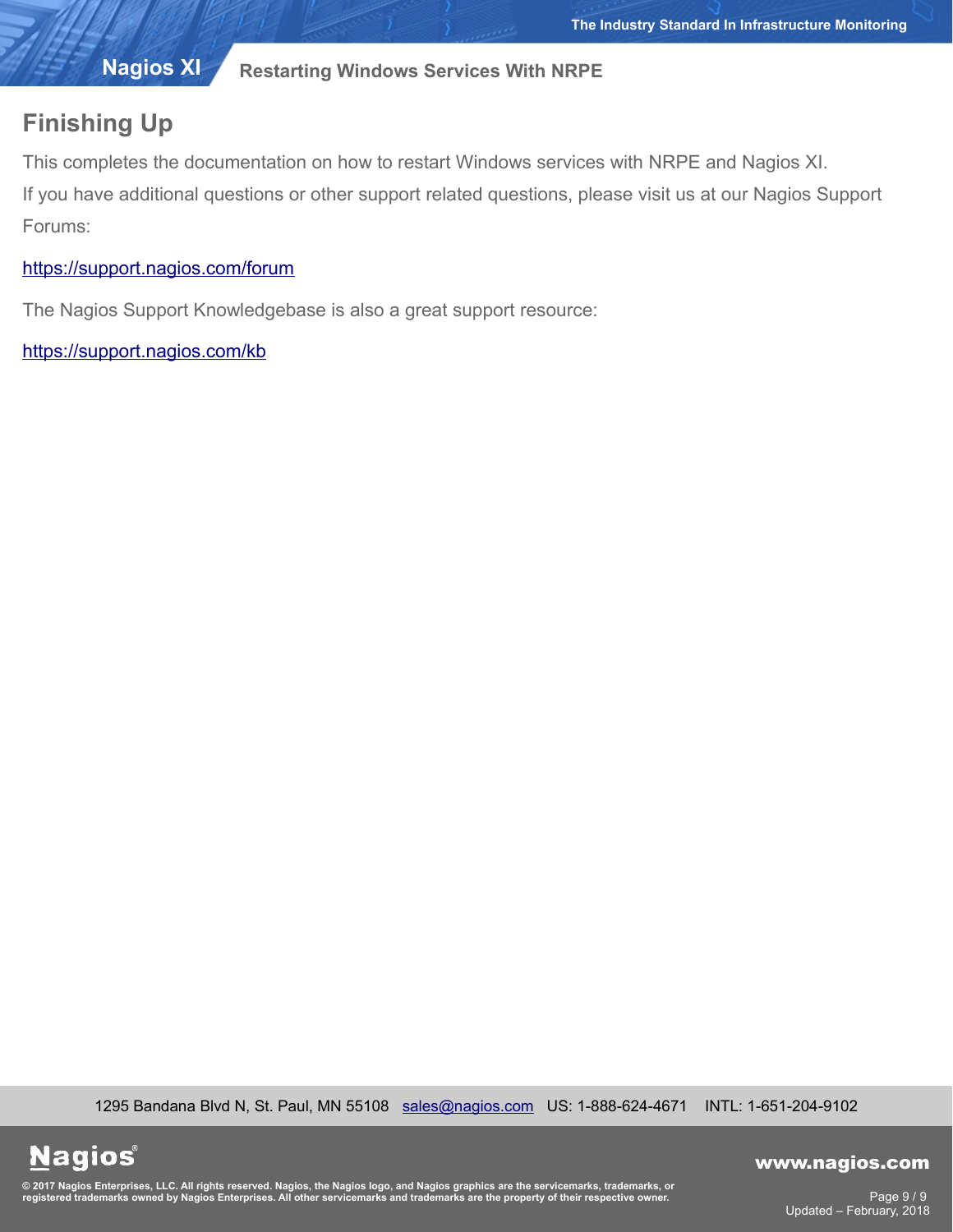## Finishing Up

This completes the documentation on how to restart Windows services with NRPE and Nagios XI.

If you have additional questions or other support related questions, please visit us at our Nagios Support Forums:

https://support.nagios.com/forum

The Nagios Support Knowledgebase is also a great support resource:

https://support.nagios.com/kb